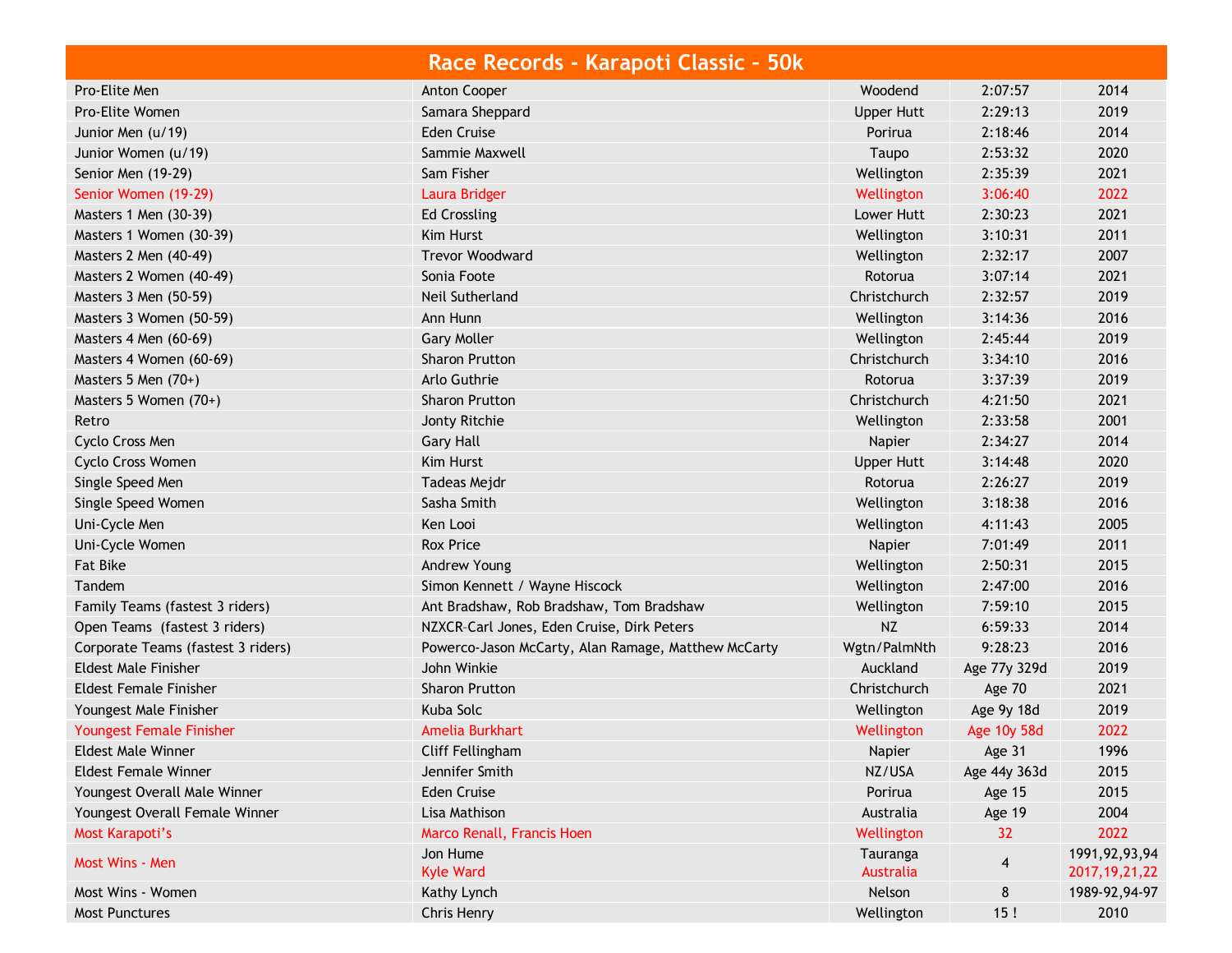# Race Records - Karapoti Classic – 50k

| Category | Name | Location | Time | Year |
|---|---|---|---|---|
| Pro-Elite Men | Anton Cooper | Woodend | 2:07:57 | 2014 |
| Pro-Elite Women | Samara Sheppard | Upper Hutt | 2:29:13 | 2019 |
| Junior Men (u/19) | Eden Cruise | Porirua | 2:18:46 | 2014 |
| Junior Women (u/19) | Sammie Maxwell | Taupo | 2:53:32 | 2020 |
| Senior Men (19-29) | Sam Fisher | Wellington | 2:35:39 | 2021 |
| Senior Women (19-29) | Laura Bridger | Wellington | 3:06:40 | 2022 |
| Masters 1 Men (30-39) | Ed Crossling | Lower Hutt | 2:30:23 | 2021 |
| Masters 1 Women (30-39) | Kim Hurst | Wellington | 3:10:31 | 2011 |
| Masters 2 Men (40-49) | Trevor Woodward | Wellington | 2:32:17 | 2007 |
| Masters 2 Women (40-49) | Sonia Foote | Rotorua | 3:07:14 | 2021 |
| Masters 3 Men (50-59) | Neil Sutherland | Christchurch | 2:32:57 | 2019 |
| Masters 3 Women (50-59) | Ann Hunn | Wellington | 3:14:36 | 2016 |
| Masters 4 Men (60-69) | Gary Moller | Wellington | 2:45:44 | 2019 |
| Masters 4 Women (60-69) | Sharon Prutton | Christchurch | 3:34:10 | 2016 |
| Masters 5 Men (70+) | Arlo Guthrie | Rotorua | 3:37:39 | 2019 |
| Masters 5 Women (70+) | Sharon Prutton | Christchurch | 4:21:50 | 2021 |
| Retro | Jonty Ritchie | Wellington | 2:33:58 | 2001 |
| Cyclo Cross Men | Gary Hall | Napier | 2:34:27 | 2014 |
| Cyclo Cross Women | Kim Hurst | Upper Hutt | 3:14:48 | 2020 |
| Single Speed Men | Tadeas Mejdr | Rotorua | 2:26:27 | 2019 |
| Single Speed Women | Sasha Smith | Wellington | 3:18:38 | 2016 |
| Uni-Cycle Men | Ken Looi | Wellington | 4:11:43 | 2005 |
| Uni-Cycle Women | Rox Price | Napier | 7:01:49 | 2011 |
| Fat Bike | Andrew Young | Wellington | 2:50:31 | 2015 |
| Tandem | Simon Kennett / Wayne Hiscock | Wellington | 2:47:00 | 2016 |
| Family Teams (fastest 3 riders) | Ant Bradshaw, Rob Bradshaw, Tom Bradshaw | Wellington | 7:59:10 | 2015 |
| Open Teams (fastest 3 riders) | NZXCR-Carl Jones, Eden Cruise, Dirk Peters | NZ | 6:59:33 | 2014 |
| Corporate Teams (fastest 3 riders) | Powerco-Jason McCarty, Alan Ramage, Matthew McCarty | Wgtn/PalmNth | 9:28:23 | 2016 |
| Eldest Male Finisher | John Winkie | Auckland | Age 77y 329d | 2019 |
| Eldest Female Finisher | Sharon Prutton | Christchurch | Age 70 | 2021 |
| Youngest Male Finisher | Kuba Solc | Wellington | Age 9y 18d | 2019 |
| Youngest Female Finisher | Amelia Burkhart | Wellington | Age 10y 58d | 2022 |
| Eldest Male Winner | Cliff Fellingham | Napier | Age 31 | 1996 |
| Eldest Female Winner | Jennifer Smith | NZ/USA | Age 44y 363d | 2015 |
| Youngest Overall Male Winner | Eden Cruise | Porirua | Age 15 | 2015 |
| Youngest Overall Female Winner | Lisa Mathison | Australia | Age 19 | 2004 |
| Most Karapoti's | Marco Renall, Francis Hoen | Wellington | 32 | 2022 |
| Most Wins - Men | Jon Hume | Tauranga | 4 | 1991,92,93,94 |
| | Kyle Ward | Australia | | 2017,19,21,22 |
| Most Wins - Women | Kathy Lynch | Nelson | 8 | 1989-92,94-97 |
| Most Punctures | Chris Henry | Wellington | 15 ! | 2010 |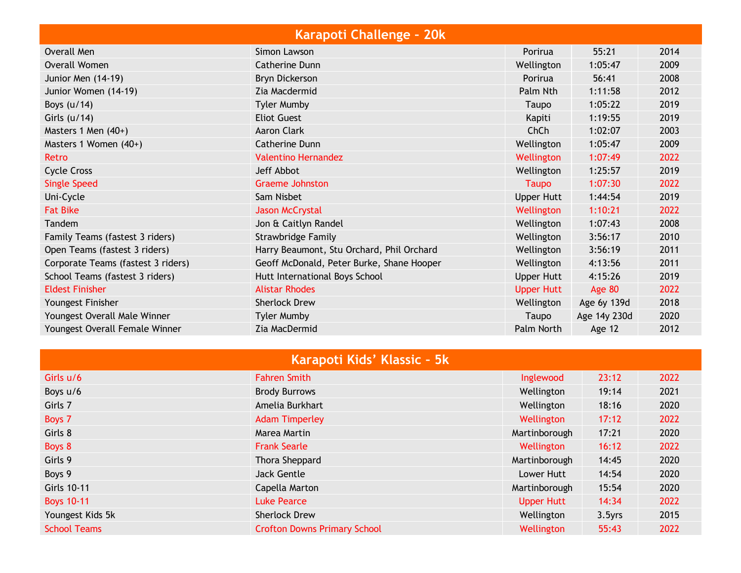## Karapoti Challenge – 20k

| Category | Name | Location | Time | Year |
|---|---|---|---|---|
| Overall Men | Simon Lawson | Porirua | 55:21 | 2014 |
| Overall Women | Catherine Dunn | Wellington | 1:05:47 | 2009 |
| Junior Men (14-19) | Bryn Dickerson | Porirua | 56:41 | 2008 |
| Junior Women (14-19) | Zia Macdermid | Palm Nth | 1:11:58 | 2012 |
| Boys (u/14) | Tyler Mumby | Taupo | 1:05:22 | 2019 |
| Girls (u/14) | Eliot Guest | Kapiti | 1:19:55 | 2019 |
| Masters 1 Men (40+) | Aaron Clark | ChCh | 1:02:07 | 2003 |
| Masters 1 Women (40+) | Catherine Dunn | Wellington | 1:05:47 | 2009 |
| Retro | Valentino Hernandez | Wellington | 1:07:49 | 2022 |
| Cycle Cross | Jeff Abbot | Wellington | 1:25:57 | 2019 |
| Single Speed | Graeme Johnston | Taupo | 1:07:30 | 2022 |
| Uni-Cycle | Sam Nisbet | Upper Hutt | 1:44:54 | 2019 |
| Fat Bike | Jason McCrystal | Wellington | 1:10:21 | 2022 |
| Tandem | Jon & Caitlyn Randel | Wellington | 1:07:43 | 2008 |
| Family Teams (fastest 3 riders) | Strawbridge Family | Wellington | 3:56:17 | 2010 |
| Open Teams (fastest 3 riders) | Harry Beaumont, Stu Orchard, Phil Orchard | Wellington | 3:56:19 | 2011 |
| Corporate Teams (fastest 3 riders) | Geoff McDonald, Peter Burke, Shane Hooper | Wellington | 4:13:56 | 2011 |
| School Teams (fastest 3 riders) | Hutt International Boys School | Upper Hutt | 4:15:26 | 2019 |
| Eldest Finisher | Alistar Rhodes | Upper Hutt | Age 80 | 2022 |
| Youngest Finisher | Sherlock Drew | Wellington | Age 6y 139d | 2018 |
| Youngest Overall Male Winner | Tyler Mumby | Taupo | Age 14y 230d | 2020 |
| Youngest Overall Female Winner | Zia MacDermid | Palm North | Age 12 | 2012 |

## Karapoti Kids' Klassic – 5k

| Category | Name | Location | Time | Year |
|---|---|---|---|---|
| Girls u/6 | Fahren Smith | Inglewood | 23:12 | 2022 |
| Boys u/6 | Brody Burrows | Wellington | 19:14 | 2021 |
| Girls 7 | Amelia Burkhart | Wellington | 18:16 | 2020 |
| Boys 7 | Adam Timperley | Wellington | 17:12 | 2022 |
| Girls 8 | Marea Martin | Martinborough | 17:21 | 2020 |
| Boys 8 | Frank Searle | Wellington | 16:12 | 2022 |
| Girls 9 | Thora Sheppard | Martinborough | 14:45 | 2020 |
| Boys 9 | Jack Gentle | Lower Hutt | 14:54 | 2020 |
| Girls 10-11 | Capella Marton | Martinborough | 15:54 | 2020 |
| Boys 10-11 | Luke Pearce | Upper Hutt | 14:34 | 2022 |
| Youngest Kids 5k | Sherlock Drew | Wellington | 3.5yrs | 2015 |
| School Teams | Crofton Downs Primary School | Wellington | 55:43 | 2022 |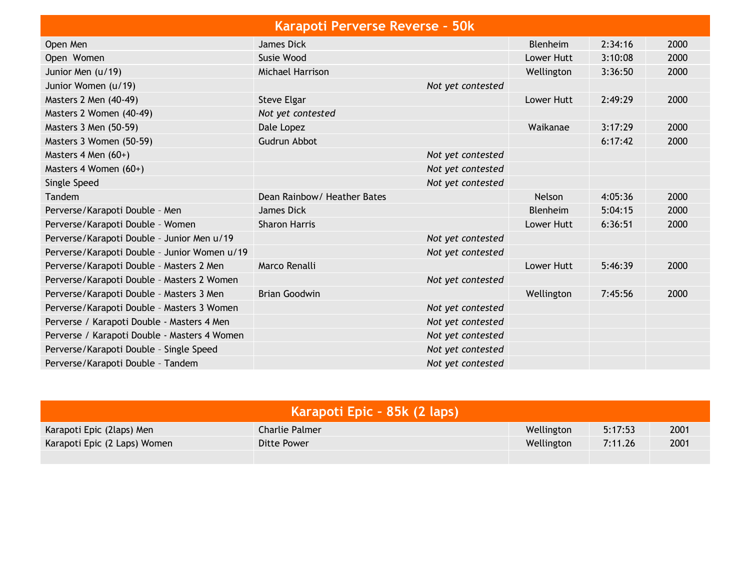## Karapoti Perverse Reverse – 50k

| | | | | |
|---|---|---|---|---|
| Open Men | James Dick | Blenheim | 2:34:16 | 2000 |
| Open Women | Susie Wood | Lower Hutt | 3:10:08 | 2000 |
| Junior Men (u/19) | Michael Harrison | Wellington | 3:36:50 | 2000 |
| Junior Women (u/19) | *Not yet contested* | | | |
| Masters 2 Men (40-49) | Steve Elgar | Lower Hutt | 2:49:29 | 2000 |
| Masters 2 Women (40-49) | *Not yet contested* | | | |
| Masters 3 Men (50-59) | Dale Lopez | Waikanae | 3:17:29 | 2000 |
| Masters 3 Women (50-59) | Gudrun Abbot | | 6:17:42 | 2000 |
| Masters 4 Men (60+) | *Not yet contested* | | | |
| Masters 4 Women (60+) | *Not yet contested* | | | |
| Single Speed | *Not yet contested* | | | |
| Tandem | Dean Rainbow/ Heather Bates | Nelson | 4:05:36 | 2000 |
| Perverse/Karapoti Double – Men | James Dick | Blenheim | 5:04:15 | 2000 |
| Perverse/Karapoti Double – Women | Sharon Harris | Lower Hutt | 6:36:51 | 2000 |
| Perverse/Karapoti Double – Junior Men u/19 | *Not yet contested* | | | |
| Perverse/Karapoti Double – Junior Women u/19 | *Not yet contested* | | | |
| Perverse/Karapoti Double – Masters 2 Men | Marco Renalli | Lower Hutt | 5:46:39 | 2000 |
| Perverse/Karapoti Double – Masters 2 Women | *Not yet contested* | | | |
| Perverse/Karapoti Double – Masters 3 Men | Brian Goodwin | Wellington | 7:45:56 | 2000 |
| Perverse/Karapoti Double – Masters 3 Women | *Not yet contested* | | | |
| Perverse / Karapoti Double - Masters 4 Men | *Not yet contested* | | | |
| Perverse / Karapoti Double - Masters 4 Women | *Not yet contested* | | | |
| Perverse/Karapoti Double – Single Speed | *Not yet contested* | | | |
| Perverse/Karapoti Double – Tandem | *Not yet contested* | | | |

## Karapoti Epic – 85k (2 laps)

| | | | | |
|---|---|---|---|---|
| Karapoti Epic (2laps) Men | Charlie Palmer | Wellington | 5:17:53 | 2001 |
| Karapoti Epic (2 Laps) Women | Ditte Power | Wellington | 7:11.26 | 2001 |
| | | | | |